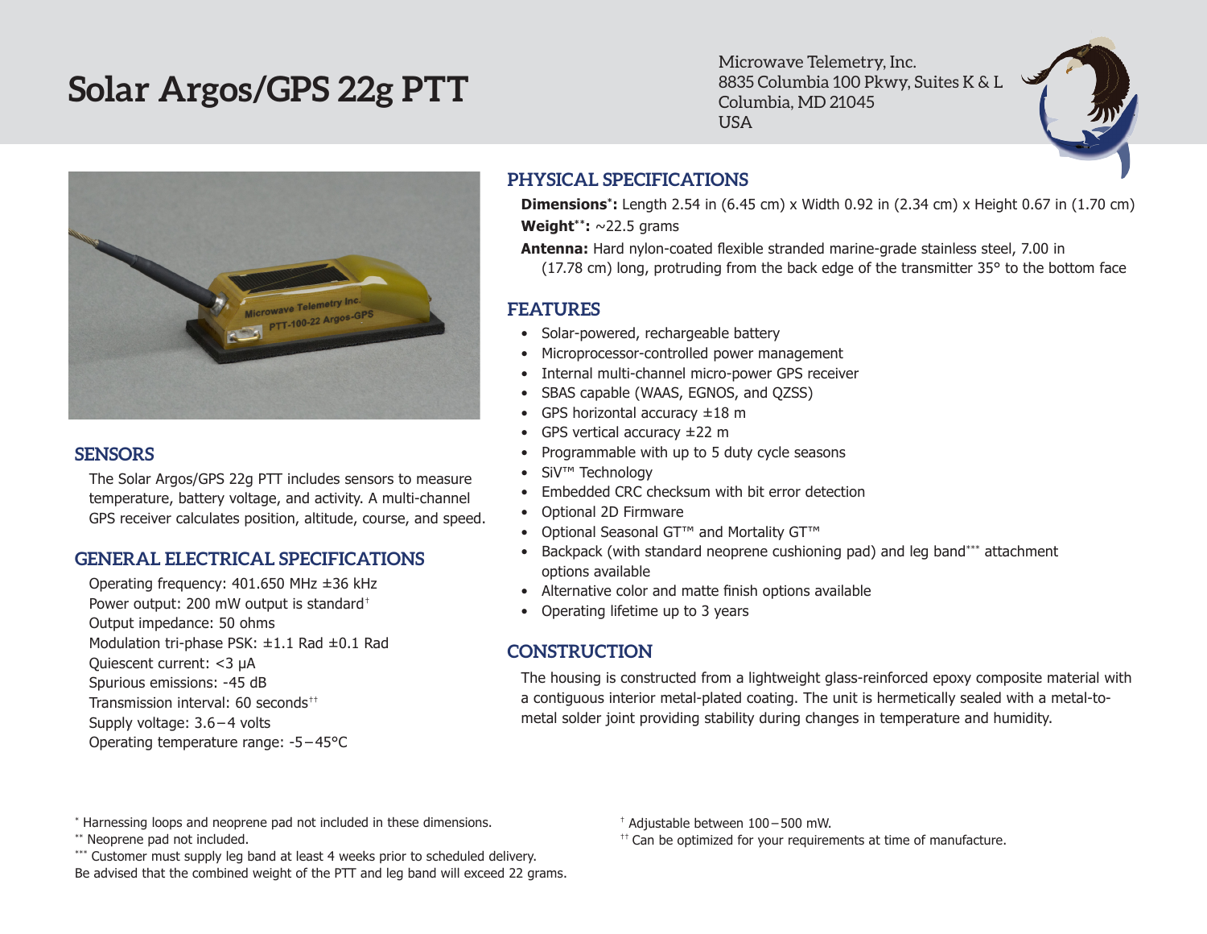# Solar Argos/GPS 22g PTT

Microwave Telemetry, Inc.
8835 Columbia 100 Pkwy, Suites K & L
Columbia, MD 21045
USA

## SENSORS

The Solar Argos/GPS 22g PTT includes sensors to measure temperature, battery voltage, and activity. A multi-channel GPS receiver calculates position, altitude, course, and speed.

## GENERAL ELECTRICAL SPECIFICATIONS

Operating frequency: 401.650 MHz ±36 kHz
Power output: 200 mW output is standard[†]
Output impedance: 50 ohms
Modulation tri-phase PSK: ±1.1 Rad ±0.1 Rad
Quiescent current: <3 μA
Spurious emissions: -45 dB
Transmission interval: 60 seconds[††]
Supply voltage: 3.6 – 4 volts
Operating temperature range: -5 – 45°C

## PHYSICAL SPECIFICATIONS

**Dimensions[*]:** Length 2.54 in (6.45 cm) x Width 0.92 in (2.34 cm) x Height 0.67 in (1.70 cm)

**Weight[**]:** ~22.5 grams

**Antenna:** Hard nylon-coated flexible stranded marine-grade stainless steel, 7.00 in (17.78 cm) long, protruding from the back edge of the transmitter 35° to the bottom face

## FEATURES

- Solar-powered, rechargeable battery
- Microprocessor-controlled power management
- Internal multi-channel micro-power GPS receiver
- SBAS capable (WAAS, EGNOS, and QZSS)
- GPS horizontal accuracy ±18 m
- GPS vertical accuracy ±22 m
- Programmable with up to 5 duty cycle seasons
- SiV™ Technology
- Embedded CRC checksum with bit error detection
- Optional 2D Firmware
- Optional Seasonal GT™ and Mortality GT™
- Backpack (with standard neoprene cushioning pad) and leg band[***] attachment options available
- Alternative color and matte finish options available
- Operating lifetime up to 3 years

## CONSTRUCTION

The housing is constructed from a lightweight glass-reinforced epoxy composite material with a contiguous interior metal-plated coating. The unit is hermetically sealed with a metal-to-metal solder joint providing stability during changes in temperature and humidity.

[*] Harnessing loops and neoprene pad not included in these dimensions.
[**] Neoprene pad not included.
[***] Customer must supply leg band at least 4 weeks prior to scheduled delivery.
Be advised that the combined weight of the PTT and leg band will exceed 22 grams.

[†] Adjustable between 100 – 500 mW.
[††] Can be optimized for your requirements at time of manufacture.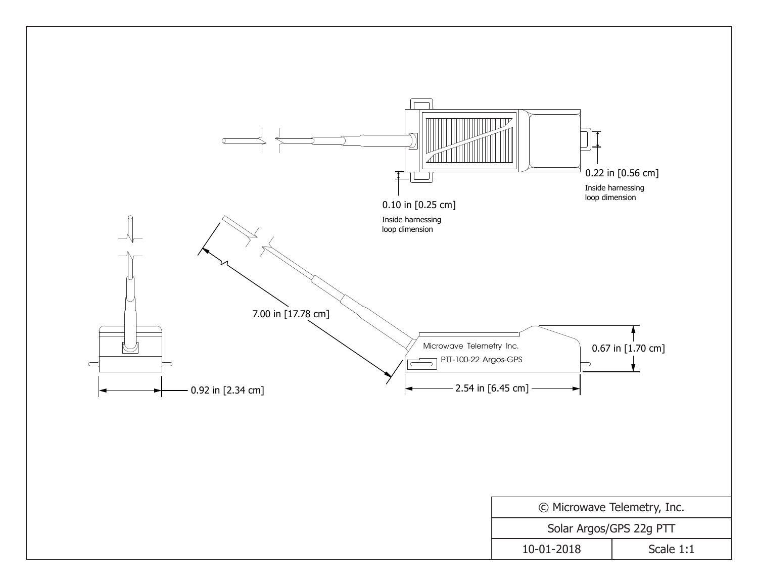0.22 in [0.56 cm]

Inside harnessing loop dimension

0.10 in [0.25 cm]

Inside harnessing loop dimension

7.00 in [17.78 cm]

Microwave Telemetry Inc.

PTT-100-22 Argos-GPS

0.67 in [1.70 cm]

0.92 in [2.34 cm]

2.54 in [6.45 cm]

| | |
|---|---|
| © Microwave Telemetry, Inc. | |
| Solar Argos/GPS 22g PTT | |
| 10-01-2018 | Scale 1:1 |